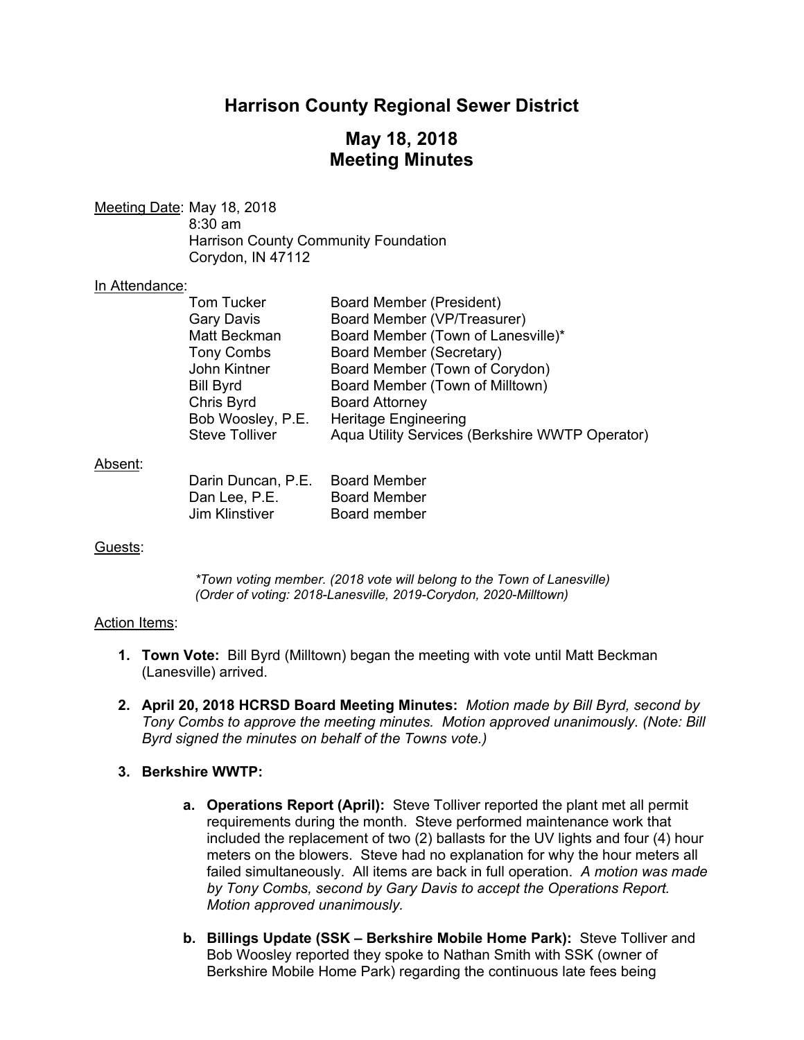# Harrison County Regional Sewer District

## May 18, 2018
## Meeting Minutes

Meeting Date: May 18, 2018
8:30 am
Harrison County Community Foundation
Corydon, IN 47112

In Attendance:

| | |
|---|---|
| Tom Tucker | Board Member (President) |
| Gary Davis | Board Member (VP/Treasurer) |
| Matt Beckman | Board Member (Town of Lanesville)* |
| Tony Combs | Board Member (Secretary) |
| John Kintner | Board Member (Town of Corydon) |
| Bill Byrd | Board Member (Town of Milltown) |
| Chris Byrd | Board Attorney |
| Bob Woosley, P.E. | Heritage Engineering |
| Steve Tolliver | Aqua Utility Services (Berkshire WWTP Operator) |

Absent:

| | |
|---|---|
| Darin Duncan, P.E. | Board Member |
| Dan Lee, P.E. | Board Member |
| Jim Klinstiver | Board member |

Guests:

*\*Town voting member. (2018 vote will belong to the Town of Lanesville)*
*(Order of voting: 2018-Lanesville, 2019-Corydon, 2020-Milltown)*

Action Items:

1. **Town Vote:** Bill Byrd (Milltown) began the meeting with vote until Matt Beckman (Lanesville) arrived.

2. **April 20, 2018 HCRSD Board Meeting Minutes:** *Motion made by Bill Byrd, second by Tony Combs to approve the meeting minutes. Motion approved unanimously. (Note: Bill Byrd signed the minutes on behalf of the Towns vote.)*

3. **Berkshire WWTP:**

   a. **Operations Report (April):** Steve Tolliver reported the plant met all permit requirements during the month. Steve performed maintenance work that included the replacement of two (2) ballasts for the UV lights and four (4) hour meters on the blowers. Steve had no explanation for why the hour meters all failed simultaneously. All items are back in full operation. *A motion was made by Tony Combs, second by Gary Davis to accept the Operations Report. Motion approved unanimously.*

   b. **Billings Update (SSK – Berkshire Mobile Home Park):** Steve Tolliver and Bob Woosley reported they spoke to Nathan Smith with SSK (owner of Berkshire Mobile Home Park) regarding the continuous late fees being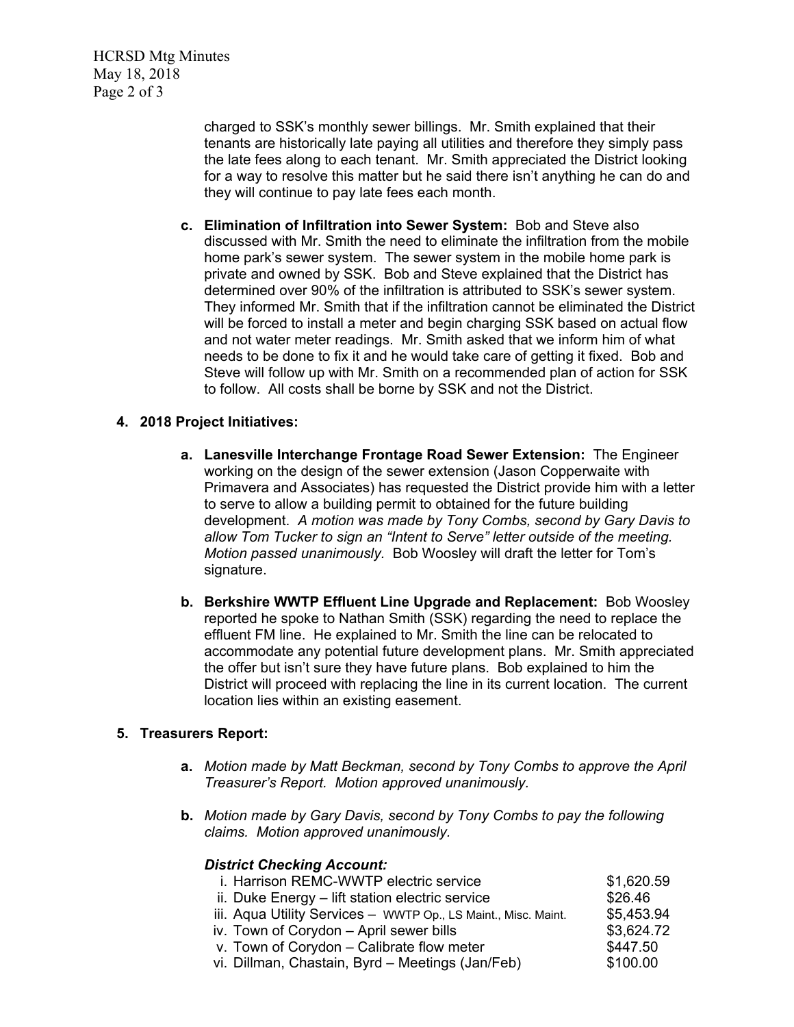charged to SSK's monthly sewer billings. Mr. Smith explained that their tenants are historically late paying all utilities and therefore they simply pass the late fees along to each tenant. Mr. Smith appreciated the District looking for a way to resolve this matter but he said there isn't anything he can do and they will continue to pay late fees each month.

c. **Elimination of Infiltration into Sewer System:** Bob and Steve also discussed with Mr. Smith the need to eliminate the infiltration from the mobile home park's sewer system. The sewer system in the mobile home park is private and owned by SSK. Bob and Steve explained that the District has determined over 90% of the infiltration is attributed to SSK's sewer system. They informed Mr. Smith that if the infiltration cannot be eliminated the District will be forced to install a meter and begin charging SSK based on actual flow and not water meter readings. Mr. Smith asked that we inform him of what needs to be done to fix it and he would take care of getting it fixed. Bob and Steve will follow up with Mr. Smith on a recommended plan of action for SSK to follow. All costs shall be borne by SSK and not the District.

4. **2018 Project Initiatives:**

   a. **Lanesville Interchange Frontage Road Sewer Extension:** The Engineer working on the design of the sewer extension (Jason Copperwaite with Primavera and Associates) has requested the District provide him with a letter to serve to allow a building permit to obtained for the future building development. *A motion was made by Tony Combs, second by Gary Davis to allow Tom Tucker to sign an "Intent to Serve" letter outside of the meeting. Motion passed unanimously.* Bob Woosley will draft the letter for Tom's signature.

   b. **Berkshire WWTP Effluent Line Upgrade and Replacement:** Bob Woosley reported he spoke to Nathan Smith (SSK) regarding the need to replace the effluent FM line. He explained to Mr. Smith the line can be relocated to accommodate any potential future development plans. Mr. Smith appreciated the offer but isn't sure they have future plans. Bob explained to him the District will proceed with replacing the line in its current location. The current location lies within an existing easement.

5. **Treasurers Report:**

   a. *Motion made by Matt Beckman, second by Tony Combs to approve the April Treasurer's Report. Motion approved unanimously.*

   b. *Motion made by Gary Davis, second by Tony Combs to pay the following claims. Motion approved unanimously.*

   ***District Checking Account:***

   | | |
   |---|---|
   | i. Harrison REMC-WWTP electric service | $1,620.59 |
   | ii. Duke Energy – lift station electric service | $26.46 |
   | iii. Aqua Utility Services – WWTP Op., LS Maint., Misc. Maint. | $5,453.94 |
   | iv. Town of Corydon – April sewer bills | $3,624.72 |
   | v. Town of Corydon – Calibrate flow meter | $447.50 |
   | vi. Dillman, Chastain, Byrd – Meetings (Jan/Feb) | $100.00 |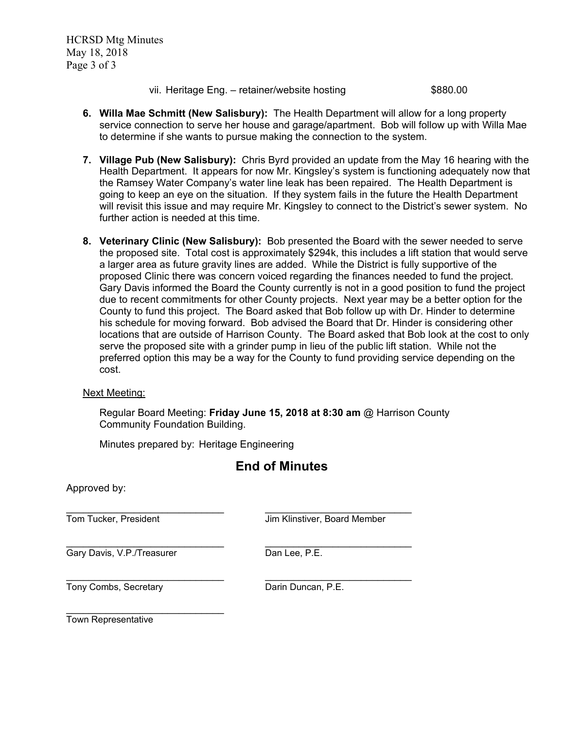vii. Heritage Eng. – retainer/website hosting $880.00

6. **Willa Mae Schmitt (New Salisbury):** The Health Department will allow for a long property service connection to serve her house and garage/apartment. Bob will follow up with Willa Mae to determine if she wants to pursue making the connection to the system.

7. **Village Pub (New Salisbury):** Chris Byrd provided an update from the May 16 hearing with the Health Department. It appears for now Mr. Kingsley's system is functioning adequately now that the Ramsey Water Company's water line leak has been repaired. The Health Department is going to keep an eye on the situation. If they system fails in the future the Health Department will revisit this issue and may require Mr. Kingsley to connect to the District's sewer system. No further action is needed at this time.

8. **Veterinary Clinic (New Salisbury):** Bob presented the Board with the sewer needed to serve the proposed site. Total cost is approximately $294k, this includes a lift station that would serve a larger area as future gravity lines are added. While the District is fully supportive of the proposed Clinic there was concern voiced regarding the finances needed to fund the project. Gary Davis informed the Board the County currently is not in a good position to fund the project due to recent commitments for other County projects. Next year may be a better option for the County to fund this project. The Board asked that Bob follow up with Dr. Hinder to determine his schedule for moving forward. Bob advised the Board that Dr. Hinder is considering other locations that are outside of Harrison County. The Board asked that Bob look at the cost to only serve the proposed site with a grinder pump in lieu of the public lift station. While not the preferred option this may be a way for the County to fund providing service depending on the cost.

Next Meeting:

Regular Board Meeting: **Friday June 15, 2018 at 8:30 am** @ Harrison County Community Foundation Building.

Minutes prepared by: Heritage Engineering

## End of Minutes

Approved by:

| | |
|---|---|
| ______________________________ | ______________________________ |
| Tom Tucker, President | Jim Klinstiver, Board Member |
| ______________________________ | ______________________________ |
| Gary Davis, V.P./Treasurer | Dan Lee, P.E. |
| ______________________________ | ______________________________ |
| Tony Combs, Secretary | Darin Duncan, P.E. |
| ______________________________ | |
| Town Representative | |